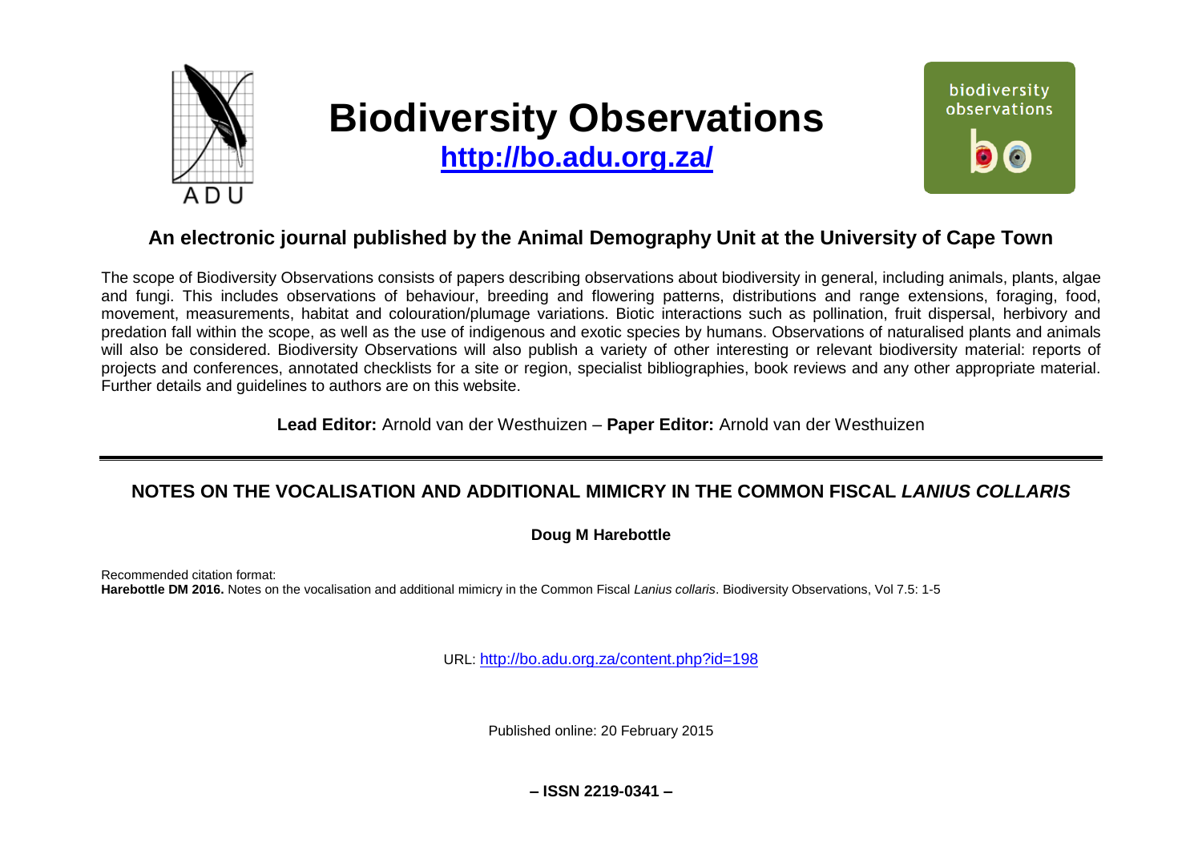# Biodiversity Observations

**http://bo.adu.org.za/**

## An electronic journal published by the Animal Demography Unit at the University of Cape Town

The scope of Biodiversity Observations consists of papers describing observations about biodiversity in general, including animals, plants, algae and fungi. This includes observations of behaviour, breeding and flowering patterns, distributions and range extensions, foraging, food, movement, measurements, habitat and colouration/plumage variations. Biotic interactions such as pollination, fruit dispersal, herbivory and predation fall within the scope, as well as the use of indigenous and exotic species by humans. Observations of naturalised plants and animals will also be considered. Biodiversity Observations will also publish a variety of other interesting or relevant biodiversity material: reports of projects and conferences, annotated checklists for a site or region, specialist bibliographies, book reviews and any other appropriate material. Further details and guidelines to authors are on this website.

**Lead Editor:** Arnold van der Westhuizen – **Paper Editor:** Arnold van der Westhuizen

## NOTES ON THE VOCALISATION AND ADDITIONAL MIMICRY IN THE COMMON FISCAL *LANIUS COLLARIS*

**Doug M Harebottle**

Recommended citation format:
**Harebottle DM 2016.** Notes on the vocalisation and additional mimicry in the Common Fiscal *Lanius collaris*. Biodiversity Observations, Vol 7.5: 1-5

URL: http://bo.adu.org.za/content.php?id=198

Published online: 20 February 2015

**– ISSN 2219-0341 –**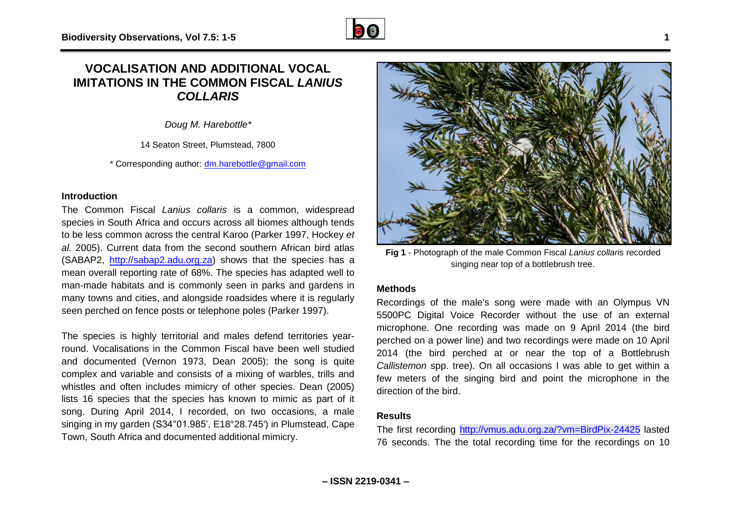# VOCALISATION AND ADDITIONAL VOCAL IMITATIONS IN THE COMMON FISCAL *LANIUS COLLARIS*

*Doug M. Harebottle\**

14 Seaton Street, Plumstead, 7800

\* Corresponding author: dm.harebottle@gmail.com

## Introduction

The Common Fiscal *Lanius collaris* is a common, widespread species in South Africa and occurs across all biomes although tends to be less common across the central Karoo (Parker 1997, Hockey *et al.* 2005). Current data from the second southern African bird atlas (SABAP2, http://sabap2.adu.org.za) shows that the species has a mean overall reporting rate of 68%. The species has adapted well to man-made habitats and is commonly seen in parks and gardens in many towns and cities, and alongside roadsides where it is regularly seen perched on fence posts or telephone poles (Parker 1997).

The species is highly territorial and males defend territories year-round. Vocalisations in the Common Fiscal have been well studied and documented (Vernon 1973, Dean 2005); the song is quite complex and variable and consists of a mixing of warbles, trills and whistles and often includes mimicry of other species. Dean (2005) lists 16 species that the species has known to mimic as part of it song. During April 2014, I recorded, on two occasions, a male singing in my garden (S34°01.985', E18°28.745') in Plumstead, Cape Town, South Africa and documented additional mimicry.

**Fig 1** - Photograph of the male Common Fiscal *Lanius collaris* recorded singing near top of a bottlebrush tree.

## Methods

Recordings of the male's song were made with an Olympus VN 5500PC Digital Voice Recorder without the use of an external microphone. One recording was made on 9 April 2014 (the bird perched on a power line) and two recordings were made on 10 April 2014 (the bird perched at or near the top of a Bottlebrush *Callistemon* spp. tree). On all occasions I was able to get within a few meters of the singing bird and point the microphone in the direction of the bird.

## Results

The first recording http://vmus.adu.org.za/?vm=BirdPix-24425 lasted 76 seconds. The the total recording time for the recordings on 10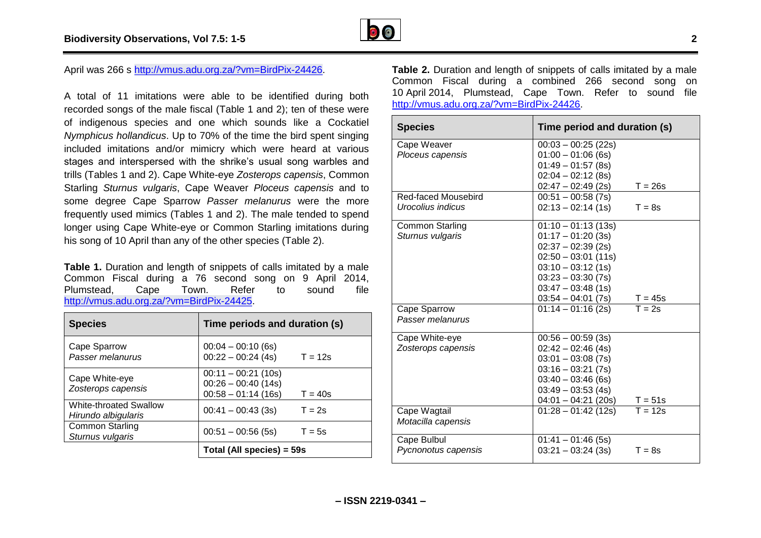April was 266 s http://vmus.adu.org.za/?vm=BirdPix-24426.

A total of 11 imitations were able to be identified during both recorded songs of the male fiscal (Table 1 and 2); ten of these were of indigenous species and one which sounds like a Cockatiel *Nymphicus hollandicus*. Up to 70% of the time the bird spent singing included imitations and/or mimicry which were heard at various stages and interspersed with the shrike's usual song warbles and trills (Tables 1 and 2). Cape White-eye *Zosterops capensis*, Common Starling *Sturnus vulgaris*, Cape Weaver *Ploceus capensis* and to some degree Cape Sparrow *Passer melanurus* were the more frequently used mimics (Tables 1 and 2). The male tended to spend longer using Cape White-eye or Common Starling imitations during his song of 10 April than any of the other species (Table 2).

**Table 1.** Duration and length of snippets of calls imitated by a male Common Fiscal during a 76 second song on 9 April 2014, Plumstead, Cape Town. Refer to sound file http://vmus.adu.org.za/?vm=BirdPix-24425.

| Species | Time periods and duration (s) |
|---|---|
| Cape Sparrow *Passer melanurus* | 00:04 – 00:10 (6s)<br>00:22 – 00:24 (4s) T = 12s |
| Cape White-eye *Zosterops capensis* | 00:11 – 00:21 (10s)<br>00:26 – 00:40 (14s)<br>00:58 – 01:14 (16s) T = 40s |
| White-throated Swallow *Hirundo albigularis* | 00:41 – 00:43 (3s) T = 2s |
| Common Starling *Sturnus vulgaris* | 00:51 – 00:56 (5s) T = 5s |
| | **Total (All species) = 59s** |

**Table 2.** Duration and length of snippets of calls imitated by a male Common Fiscal during a combined 266 second song on 10 April 2014, Plumstead, Cape Town. Refer to sound file http://vmus.adu.org.za/?vm=BirdPix-24426.

| Species | Time period and duration (s) |
|---|---|
| Cape Weaver *Ploceus capensis* | 00:03 – 00:25 (22s)<br>01:00 – 01:06 (6s)<br>01:49 – 01:57 (8s)<br>02:04 – 02:12 (8s)<br>02:47 – 02:49 (2s) T = 26s |
| Red-faced Mousebird *Urocolius indicus* | 00:51 – 00:58 (7s)<br>02:13 – 02:14 (1s) T = 8s |
| Common Starling *Sturnus vulgaris* | 01:10 – 01:13 (13s)<br>01:17 – 01:20 (3s)<br>02:37 – 02:39 (2s)<br>02:50 – 03:01 (11s)<br>03:10 – 03:12 (1s)<br>03:23 – 03:30 (7s)<br>03:47 – 03:48 (1s)<br>03:54 – 04:01 (7s) T = 45s |
| Cape Sparrow *Passer melanurus* | 01:14 – 01:16 (2s) T = 2s |
| Cape White-eye *Zosterops capensis* | 00:56 – 00:59 (3s)<br>02:42 – 02:46 (4s)<br>03:01 – 03:08 (7s)<br>03:16 – 03:21 (7s)<br>03:40 – 03:46 (6s)<br>03:49 – 03:53 (4s)<br>04:01 – 04:21 (20s) T = 51s |
| Cape Wagtail *Motacilla capensis* | 01:28 – 01:42 (12s) T = 12s |
| Cape Bulbul *Pycnonotus capensis* | 01:41 – 01:46 (5s)<br>03:21 – 03:24 (3s) T = 8s |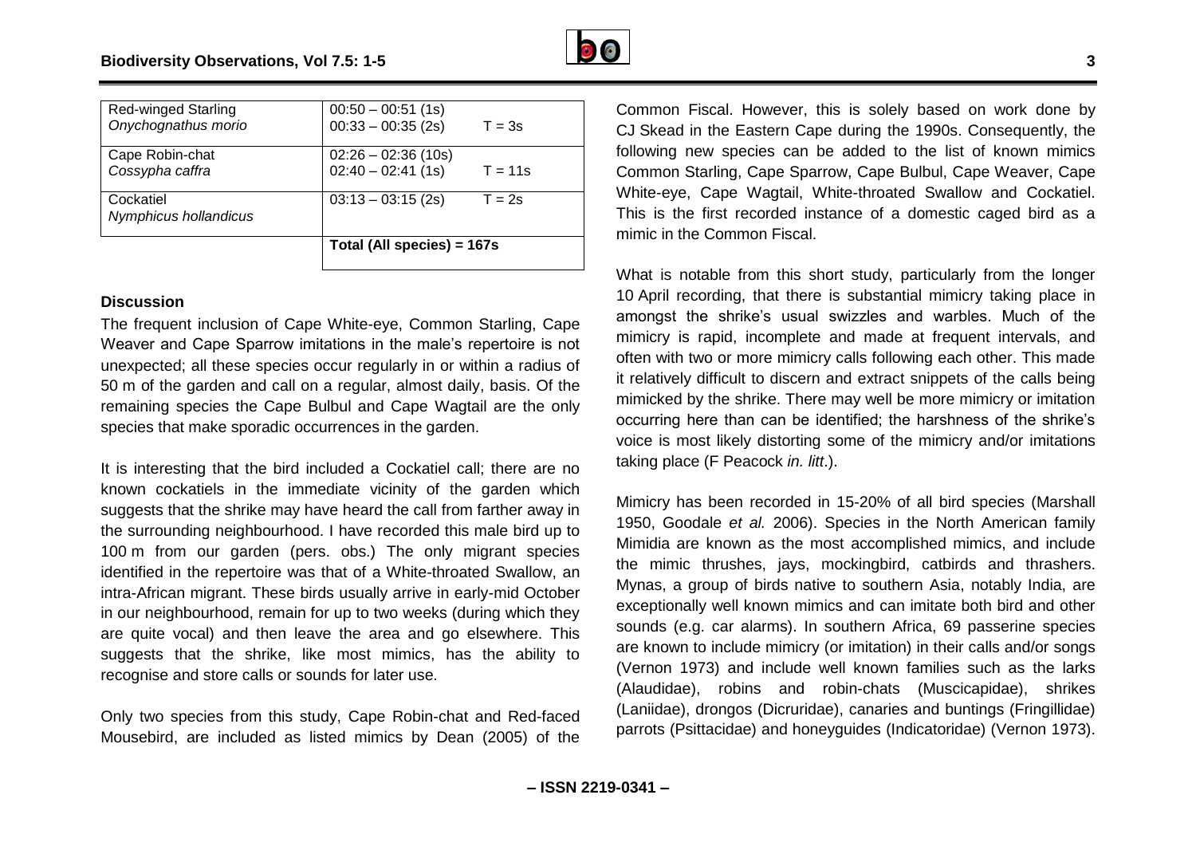| | | |
|---|---|---|
| Red-winged Starling *Onychognathus morio* | 00:50 – 00:51 (1s)<br>00:33 – 00:35 (2s) | T = 3s |
| Cape Robin-chat *Cossypha caffra* | 02:26 – 02:36 (10s)<br>02:40 – 02:41 (1s) | T = 11s |
| Cockatiel *Nymphicus hollandicus* | 03:13 – 03:15 (2s) | T = 2s |
| | **Total (All species) = 167s** | |

## Discussion

The frequent inclusion of Cape White-eye, Common Starling, Cape Weaver and Cape Sparrow imitations in the male's repertoire is not unexpected; all these species occur regularly in or within a radius of 50 m of the garden and call on a regular, almost daily, basis. Of the remaining species the Cape Bulbul and Cape Wagtail are the only species that make sporadic occurrences in the garden.

It is interesting that the bird included a Cockatiel call; there are no known cockatiels in the immediate vicinity of the garden which suggests that the shrike may have heard the call from farther away in the surrounding neighbourhood. I have recorded this male bird up to 100 m from our garden (pers. obs.) The only migrant species identified in the repertoire was that of a White-throated Swallow, an intra-African migrant. These birds usually arrive in early-mid October in our neighbourhood, remain for up to two weeks (during which they are quite vocal) and then leave the area and go elsewhere. This suggests that the shrike, like most mimics, has the ability to recognise and store calls or sounds for later use.

Only two species from this study, Cape Robin-chat and Red-faced Mousebird, are included as listed mimics by Dean (2005) of the Common Fiscal. However, this is solely based on work done by CJ Skead in the Eastern Cape during the 1990s. Consequently, the following new species can be added to the list of known mimics Common Starling, Cape Sparrow, Cape Bulbul, Cape Weaver, Cape White-eye, Cape Wagtail, White-throated Swallow and Cockatiel. This is the first recorded instance of a domestic caged bird as a mimic in the Common Fiscal.

What is notable from this short study, particularly from the longer 10 April recording, that there is substantial mimicry taking place in amongst the shrike's usual swizzles and warbles. Much of the mimicry is rapid, incomplete and made at frequent intervals, and often with two or more mimicry calls following each other. This made it relatively difficult to discern and extract snippets of the calls being mimicked by the shrike. There may well be more mimicry or imitation occurring here than can be identified; the harshness of the shrike's voice is most likely distorting some of the mimicry and/or imitations taking place (F Peacock *in. litt*.).

Mimicry has been recorded in 15-20% of all bird species (Marshall 1950, Goodale *et al.* 2006). Species in the North American family Mimidia are known as the most accomplished mimics, and include the mimic thrushes, jays, mockingbird, catbirds and thrashers. Mynas, a group of birds native to southern Asia, notably India, are exceptionally well known mimics and can imitate both bird and other sounds (e.g. car alarms). In southern Africa, 69 passerine species are known to include mimicry (or imitation) in their calls and/or songs (Vernon 1973) and include well known families such as the larks (Alaudidae), robins and robin-chats (Muscicapidae), shrikes (Laniidae), drongos (Dicruridae), canaries and buntings (Fringillidae) parrots (Psittacidae) and honeyguides (Indicatoridae) (Vernon 1973).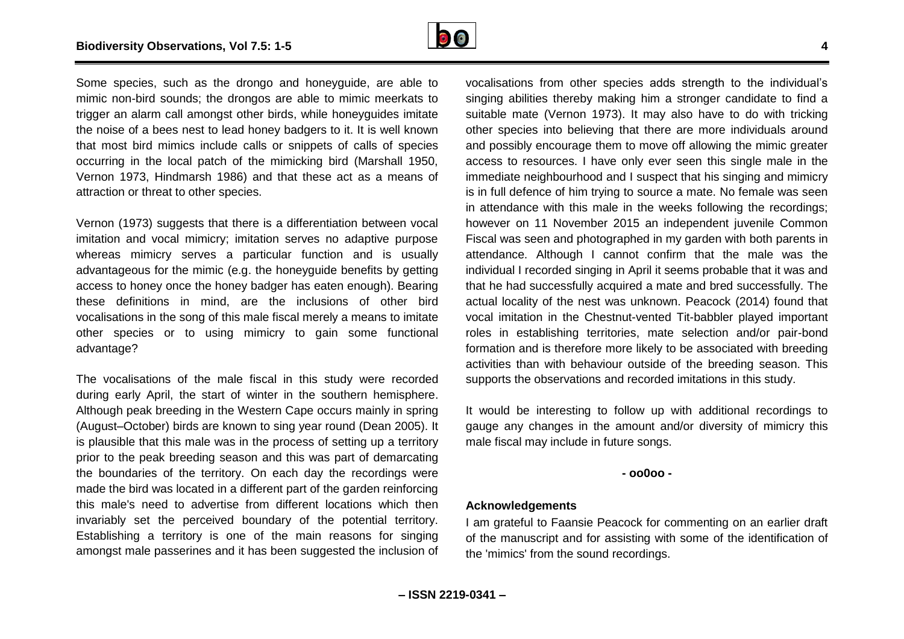Some species, such as the drongo and honeyguide, are able to mimic non-bird sounds; the drongos are able to mimic meerkats to trigger an alarm call amongst other birds, while honeyguides imitate the noise of a bees nest to lead honey badgers to it. It is well known that most bird mimics include calls or snippets of calls of species occurring in the local patch of the mimicking bird (Marshall 1950, Vernon 1973, Hindmarsh 1986) and that these act as a means of attraction or threat to other species.

Vernon (1973) suggests that there is a differentiation between vocal imitation and vocal mimicry; imitation serves no adaptive purpose whereas mimicry serves a particular function and is usually advantageous for the mimic (e.g. the honeyguide benefits by getting access to honey once the honey badger has eaten enough). Bearing these definitions in mind, are the inclusions of other bird vocalisations in the song of this male fiscal merely a means to imitate other species or to using mimicry to gain some functional advantage?

The vocalisations of the male fiscal in this study were recorded during early April, the start of winter in the southern hemisphere. Although peak breeding in the Western Cape occurs mainly in spring (August–October) birds are known to sing year round (Dean 2005). It is plausible that this male was in the process of setting up a territory prior to the peak breeding season and this was part of demarcating the boundaries of the territory. On each day the recordings were made the bird was located in a different part of the garden reinforcing this male's need to advertise from different locations which then invariably set the perceived boundary of the potential territory. Establishing a territory is one of the main reasons for singing amongst male passerines and it has been suggested the inclusion of vocalisations from other species adds strength to the individual's singing abilities thereby making him a stronger candidate to find a suitable mate (Vernon 1973). It may also have to do with tricking other species into believing that there are more individuals around and possibly encourage them to move off allowing the mimic greater access to resources. I have only ever seen this single male in the immediate neighbourhood and I suspect that his singing and mimicry is in full defence of him trying to source a mate. No female was seen in attendance with this male in the weeks following the recordings; however on 11 November 2015 an independent juvenile Common Fiscal was seen and photographed in my garden with both parents in attendance. Although I cannot confirm that the male was the individual I recorded singing in April it seems probable that it was and that he had successfully acquired a mate and bred successfully. The actual locality of the nest was unknown. Peacock (2014) found that vocal imitation in the Chestnut-vented Tit-babbler played important roles in establishing territories, mate selection and/or pair-bond formation and is therefore more likely to be associated with breeding activities than with behaviour outside of the breeding season. This supports the observations and recorded imitations in this study.

It would be interesting to follow up with additional recordings to gauge any changes in the amount and/or diversity of mimicry this male fiscal may include in future songs.

**- oo0oo -**

**Acknowledgements**

I am grateful to Faansie Peacock for commenting on an earlier draft of the manuscript and for assisting with some of the identification of the 'mimics' from the sound recordings.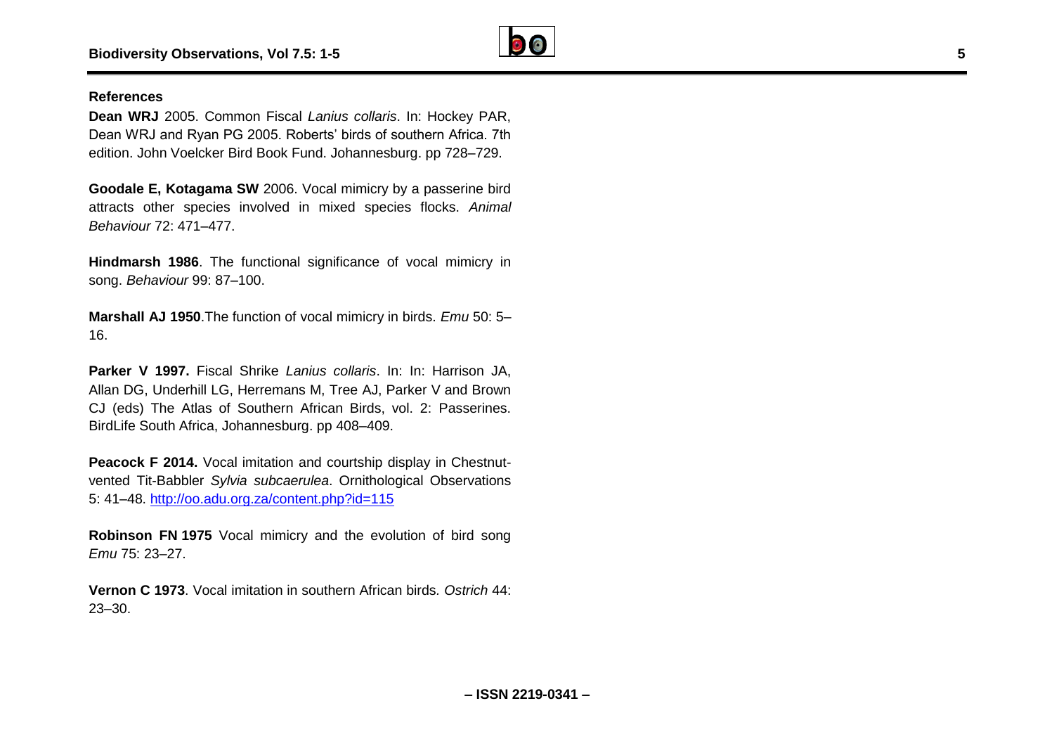## References

**Dean WRJ** 2005. Common Fiscal *Lanius collaris*. In: Hockey PAR, Dean WRJ and Ryan PG 2005. Roberts' birds of southern Africa. 7th edition. John Voelcker Bird Book Fund. Johannesburg. pp 728–729.

**Goodale E, Kotagama SW** 2006. Vocal mimicry by a passerine bird attracts other species involved in mixed species flocks. *Animal Behaviour* 72: 471–477.

**Hindmarsh 1986**. The functional significance of vocal mimicry in song. *Behaviour* 99: 87–100.

**Marshall AJ 1950**.The function of vocal mimicry in birds. *Emu* 50: 5–16.

**Parker V 1997.** Fiscal Shrike *Lanius collaris*. In: In: Harrison JA, Allan DG, Underhill LG, Herremans M, Tree AJ, Parker V and Brown CJ (eds) The Atlas of Southern African Birds, vol. 2: Passerines. BirdLife South Africa, Johannesburg. pp 408–409.

**Peacock F 2014.** Vocal imitation and courtship display in Chestnut-vented Tit-Babbler *Sylvia subcaerulea*. Ornithological Observations 5: 41–48. http://oo.adu.org.za/content.php?id=115

**Robinson FN 1975** Vocal mimicry and the evolution of bird song *Emu* 75: 23–27.

**Vernon C 1973**. Vocal imitation in southern African birds. *Ostrich* 44: 23–30.